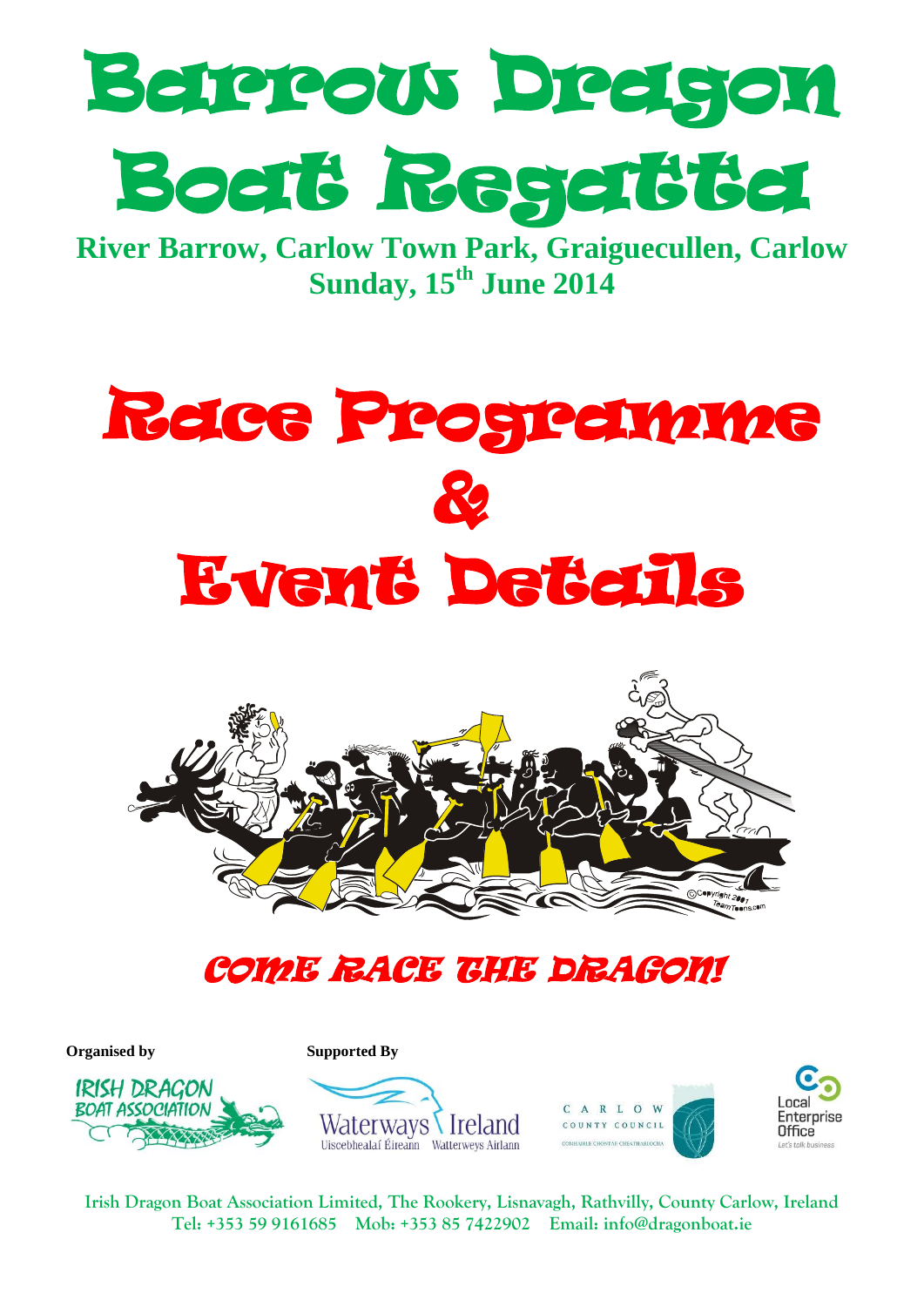# Barrow Dragon Boat Regatta

**River Barrow, Carlow Town Park, Graiguecullen, Carlow**
**Sunday, 15th June 2014**

# Race Programme & Event Details

©Copyright 2007 TeamToons.com

## COME RACE THE DRAGON!

**Organised by**

IRISH DRAGON BOAT ASSOCIATION

**Supported By**

Waterways Ireland — Uiscebhealaí Éireann — Watterweys Airlann

CARLOW COUNTY COUNCIL — COMHAIRLE CHONTAE CHEATHARLOCHA

Local Enterprise Office — Let's talk business

Irish Dragon Boat Association Limited, The Rookery, Lisnavagh, Rathvilly, County Carlow, Ireland
Tel: +353 59 9161685 Mob: +353 85 7422902 Email: info@dragonboat.ie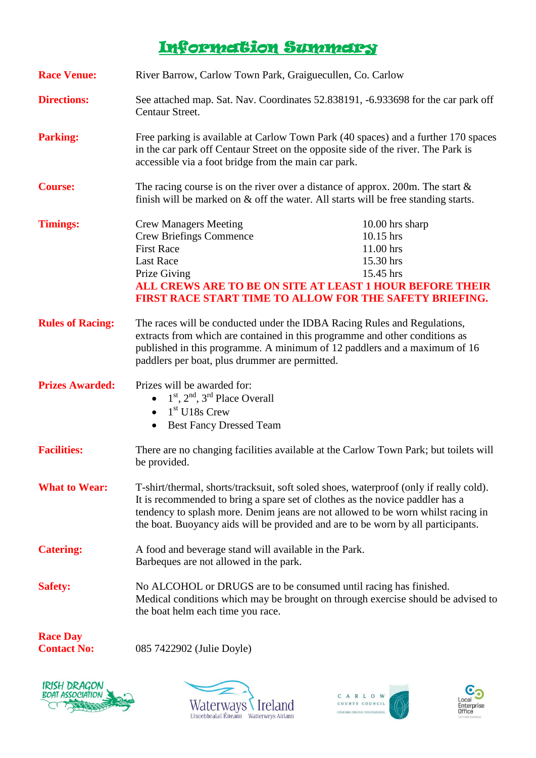# Information Summary

**Race Venue:** River Barrow, Carlow Town Park, Graiguecullen, Co. Carlow

**Directions:** See attached map. Sat. Nav. Coordinates 52.838191, -6.933698 for the car park off Centaur Street.

**Parking:** Free parking is available at Carlow Town Park (40 spaces) and a further 170 spaces in the car park off Centaur Street on the opposite side of the river. The Park is accessible via a foot bridge from the main car park.

**Course:** The racing course is on the river over a distance of approx. 200m. The start & finish will be marked on & off the water. All starts will be free standing starts.

**Timings:**

| | |
|---|---|
| Crew Managers Meeting | 10.00 hrs sharp |
| Crew Briefings Commence | 10.15 hrs |
| First Race | 11.00 hrs |
| Last Race | 15.30 hrs |
| Prize Giving | 15.45 hrs |

**ALL CREWS ARE TO BE ON SITE AT LEAST 1 HOUR BEFORE THEIR FIRST RACE START TIME TO ALLOW FOR THE SAFETY BRIEFING.**

**Rules of Racing:** The races will be conducted under the IDBA Racing Rules and Regulations, extracts from which are contained in this programme and other conditions as published in this programme. A minimum of 12 paddlers and a maximum of 16 paddlers per boat, plus drummer are permitted.

**Prizes Awarded:** Prizes will be awarded for:

- 1st, 2nd, 3rd Place Overall
- 1st U18s Crew
- Best Fancy Dressed Team

**Facilities:** There are no changing facilities available at the Carlow Town Park; but toilets will be provided.

**What to Wear:** T-shirt/thermal, shorts/tracksuit, soft soled shoes, waterproof (only if really cold). It is recommended to bring a spare set of clothes as the novice paddler has a tendency to splash more. Denim jeans are not allowed to be worn whilst racing in the boat. Buoyancy aids will be provided and are to be worn by all participants.

**Catering:** A food and beverage stand will available in the Park.
Barbeques are not allowed in the park.

**Safety:** No ALCOHOL or DRUGS are to be consumed until racing has finished.
Medical conditions which may be brought on through exercise should be advised to the boat helm each time you race.

**Race Day Contact No:** 085 7422902 (Julie Doyle)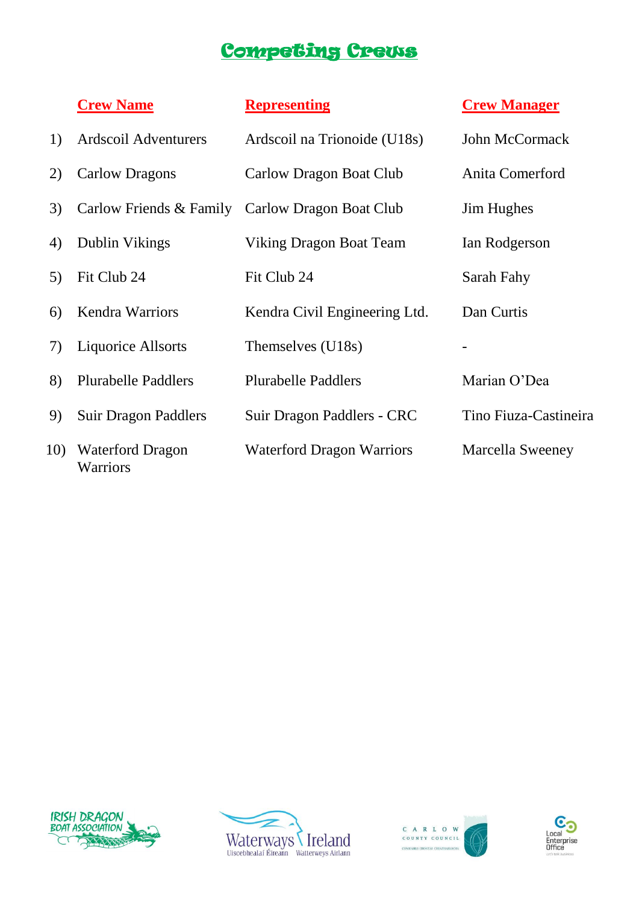# Competing Crews

| | Crew Name | Representing | Crew Manager |
|---|---|---|---|
| 1) | Ardscoil Adventurers | Ardscoil na Trionoide (U18s) | John McCormack |
| 2) | Carlow Dragons | Carlow Dragon Boat Club | Anita Comerford |
| 3) | Carlow Friends & Family | Carlow Dragon Boat Club | Jim Hughes |
| 4) | Dublin Vikings | Viking Dragon Boat Team | Ian Rodgerson |
| 5) | Fit Club 24 | Fit Club 24 | Sarah Fahy |
| 6) | Kendra Warriors | Kendra Civil Engineering Ltd. | Dan Curtis |
| 7) | Liquorice Allsorts | Themselves (U18s) | - |
| 8) | Plurabelle Paddlers | Plurabelle Paddlers | Marian O'Dea |
| 9) | Suir Dragon Paddlers | Suir Dragon Paddlers - CRC | Tino Fiuza-Castineira |
| 10) | Waterford Dragon Warriors | Waterford Dragon Warriors | Marcella Sweeney |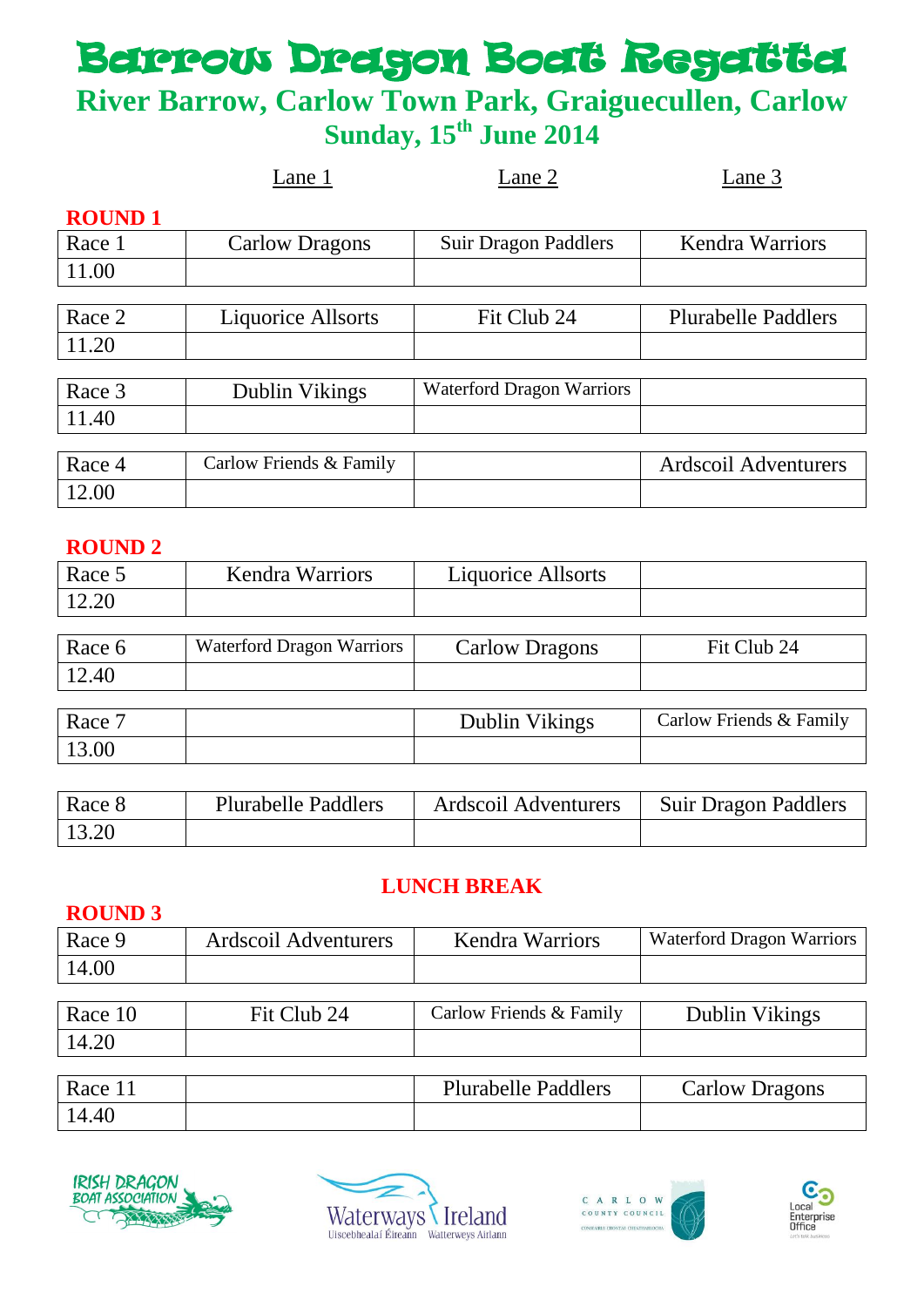# Barrow Dragon Boat Regatta

## River Barrow, Carlow Town Park, Graiguecullen, Carlow

### Sunday, 15th June 2014

| | Lane 1 | Lane 2 | Lane 3 |
|---|---|---|---|
| **ROUND 1** | | | |
| Race 1 | Carlow Dragons | Suir Dragon Paddlers | Kendra Warriors |
| 11.00 | | | |
| Race 2 | Liquorice Allsorts | Fit Club 24 | Plurabelle Paddlers |
| 11.20 | | | |
| Race 3 | Dublin Vikings | Waterford Dragon Warriors | |
| 11.40 | | | |
| Race 4 | Carlow Friends & Family | | Ardscoil Adventurers |
| 12.00 | | | |
| **ROUND 2** | | | |
| Race 5 | Kendra Warriors | Liquorice Allsorts | |
| 12.20 | | | |
| Race 6 | Waterford Dragon Warriors | Carlow Dragons | Fit Club 24 |
| 12.40 | | | |
| Race 7 | | Dublin Vikings | Carlow Friends & Family |
| 13.00 | | | |
| Race 8 | Plurabelle Paddlers | Ardscoil Adventurers | Suir Dragon Paddlers |
| 13.20 | | | |
| **LUNCH BREAK** | | | |
| **ROUND 3** | | | |
| Race 9 | Ardscoil Adventurers | Kendra Warriors | Waterford Dragon Warriors |
| 14.00 | | | |
| Race 10 | Fit Club 24 | Carlow Friends & Family | Dublin Vikings |
| 14.20 | | | |
| Race 11 | | Plurabelle Paddlers | Carlow Dragons |
| 14.40 | | | |

IRISH DRAGON BOAT ASSOCIATION — Waterways Ireland — Carlow County Council — Local Enterprise Office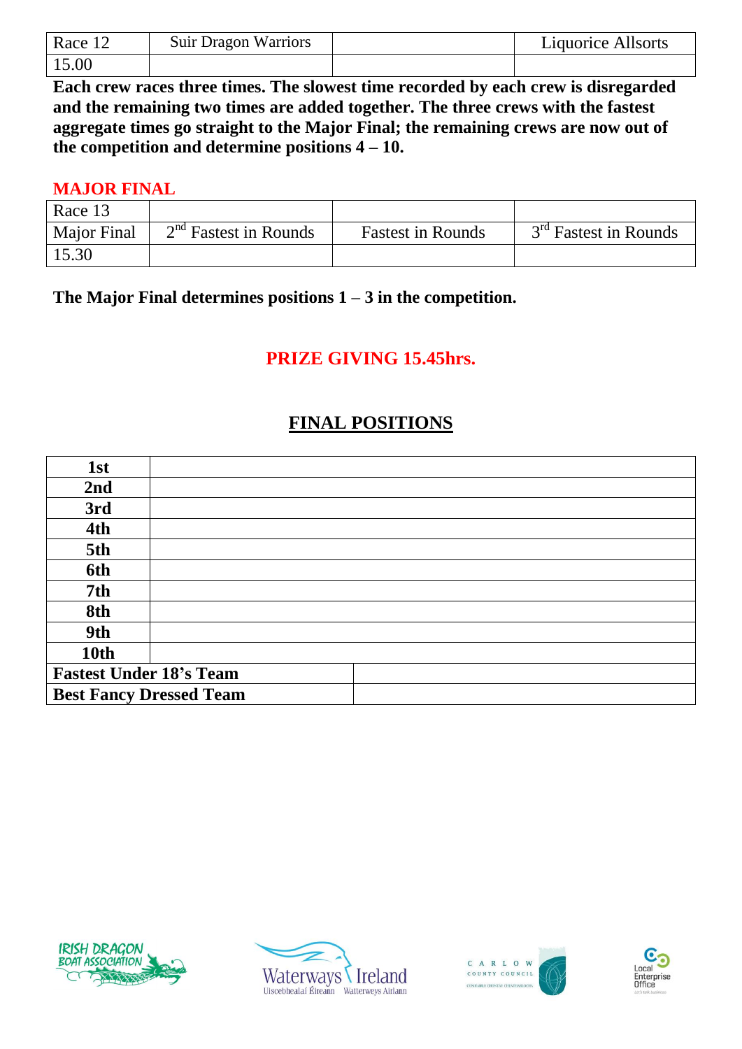| | | | |
|---|---|---|---|
| Race 12 | Suir Dragon Warriors | | Liquorice Allsorts |
| 15.00 | | | |

**Each crew races three times. The slowest time recorded by each crew is disregarded and the remaining two times are added together. The three crews with the fastest aggregate times go straight to the Major Final; the remaining crews are now out of the competition and determine positions 4 – 10.**

## MAJOR FINAL

| | | | |
|---|---|---|---|
| Race 13 | | | |
| Major Final | 2nd Fastest in Rounds | Fastest in Rounds | 3rd Fastest in Rounds |
| 15.30 | | | |

**The Major Final determines positions 1 – 3 in the competition.**

## PRIZE GIVING 15.45hrs.

## FINAL POSITIONS

| | |
|---|---|
| **1st** | |
| **2nd** | |
| **3rd** | |
| **4th** | |
| **5th** | |
| **6th** | |
| **7th** | |
| **8th** | |
| **9th** | |
| **10th** | |
| **Fastest Under 18's Team** | |
| **Best Fancy Dressed Team** | |